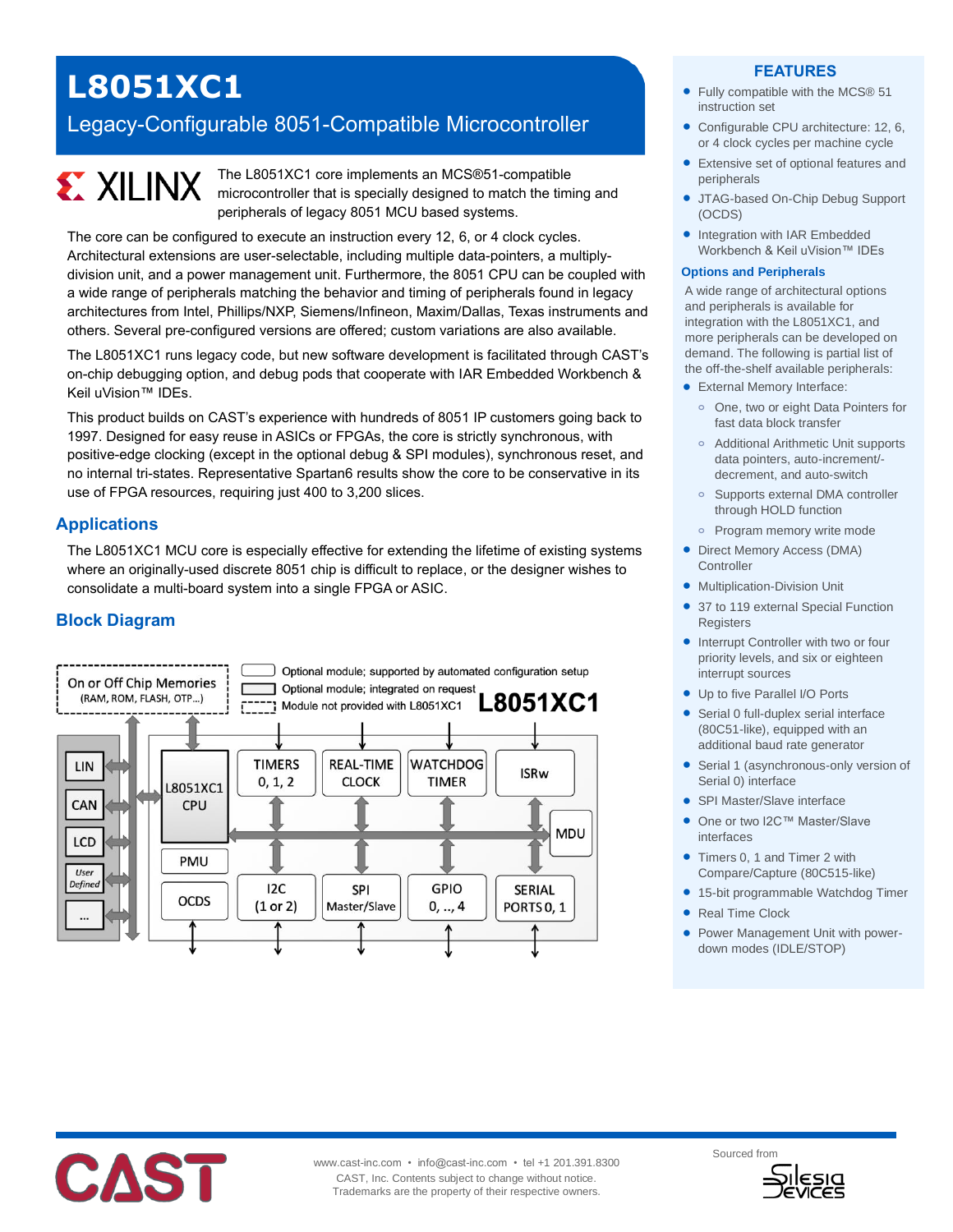# L8051XC1

## Legacy-Configurable 8051-Compatible Microcontroller

The L8051XC1 core implements an MCS®51-compatible microcontroller that is specially designed to match the timing and peripherals of legacy 8051 MCU based systems.

The core can be configured to execute an instruction every 12, 6, or 4 clock cycles. Architectural extensions are user-selectable, including multiple data-pointers, a multiply-division unit, and a power management unit. Furthermore, the 8051 CPU can be coupled with a wide range of peripherals matching the behavior and timing of peripherals found in legacy architectures from Intel, Phillips/NXP, Siemens/Infineon, Maxim/Dallas, Texas instruments and others. Several pre-configured versions are offered; custom variations are also available.

The L8051XC1 runs legacy code, but new software development is facilitated through CAST's on-chip debugging option, and debug pods that cooperate with IAR Embedded Workbench & Keil uVision™ IDEs.

This product builds on CAST's experience with hundreds of 8051 IP customers going back to 1997. Designed for easy reuse in ASICs or FPGAs, the core is strictly synchronous, with positive-edge clocking (except in the optional debug & SPI modules), synchronous reset, and no internal tri-states. Representative Spartan6 results show the core to be conservative in its use of FPGA resources, requiring just 400 to 3,200 slices.

## Applications

The L8051XC1 MCU core is especially effective for extending the lifetime of existing systems where an originally-used discrete 8051 chip is difficult to replace, or the designer wishes to consolidate a multi-board system into a single FPGA or ASIC.

## Block Diagram

On or Off Chip Memories (RAM, ROM, FLASH, OTP...)

Optional module; supported by automated configuration setup
Optional module; integrated on request
Module not provided with L8051XC1

L8051XC1

LIN, CAN, LCD, User Defined, ...

L8051XC1 CPU, PMU, OCDS

TIMERS 0, 1, 2 | REAL-TIME CLOCK | WATCHDOG TIMER | ISRw | MDU

I2C (1 or 2) | SPI Master/Slave | GPIO 0, .., 4 | SERIAL PORTS 0, 1

## FEATURES

- Fully compatible with the MCS® 51 instruction set
- Configurable CPU architecture: 12, 6, or 4 clock cycles per machine cycle
- Extensive set of optional features and peripherals
- JTAG-based On-Chip Debug Support (OCDS)
- Integration with IAR Embedded Workbench & Keil uVision™ IDEs

### Options and Peripherals

A wide range of architectural options and peripherals is available for integration with the L8051XC1, and more peripherals can be developed on demand. The following is partial list of the off-the-shelf available peripherals:

- External Memory Interface:
  - One, two or eight Data Pointers for fast data block transfer
  - Additional Arithmetic Unit supports data pointers, auto-increment/-decrement, and auto-switch
  - Supports external DMA controller through HOLD function
  - Program memory write mode
- Direct Memory Access (DMA) Controller
- Multiplication-Division Unit
- 37 to 119 external Special Function Registers
- Interrupt Controller with two or four priority levels, and six or eighteen interrupt sources
- Up to five Parallel I/O Ports
- Serial 0 full-duplex serial interface (80C51-like), equipped with an additional baud rate generator
- Serial 1 (asynchronous-only version of Serial 0) interface
- SPI Master/Slave interface
- One or two I2C™ Master/Slave interfaces
- Timers 0, 1 and Timer 2 with Compare/Capture (80C515-like)
- 15-bit programmable Watchdog Timer
- Real Time Clock
- Power Management Unit with power-down modes (IDLE/STOP)

www.cast-inc.com • info@cast-inc.com • tel +1 201.391.8300
CAST, Inc. Contents subject to change without notice.
Trademarks are the property of their respective owners.

Sourced from Silesia Devices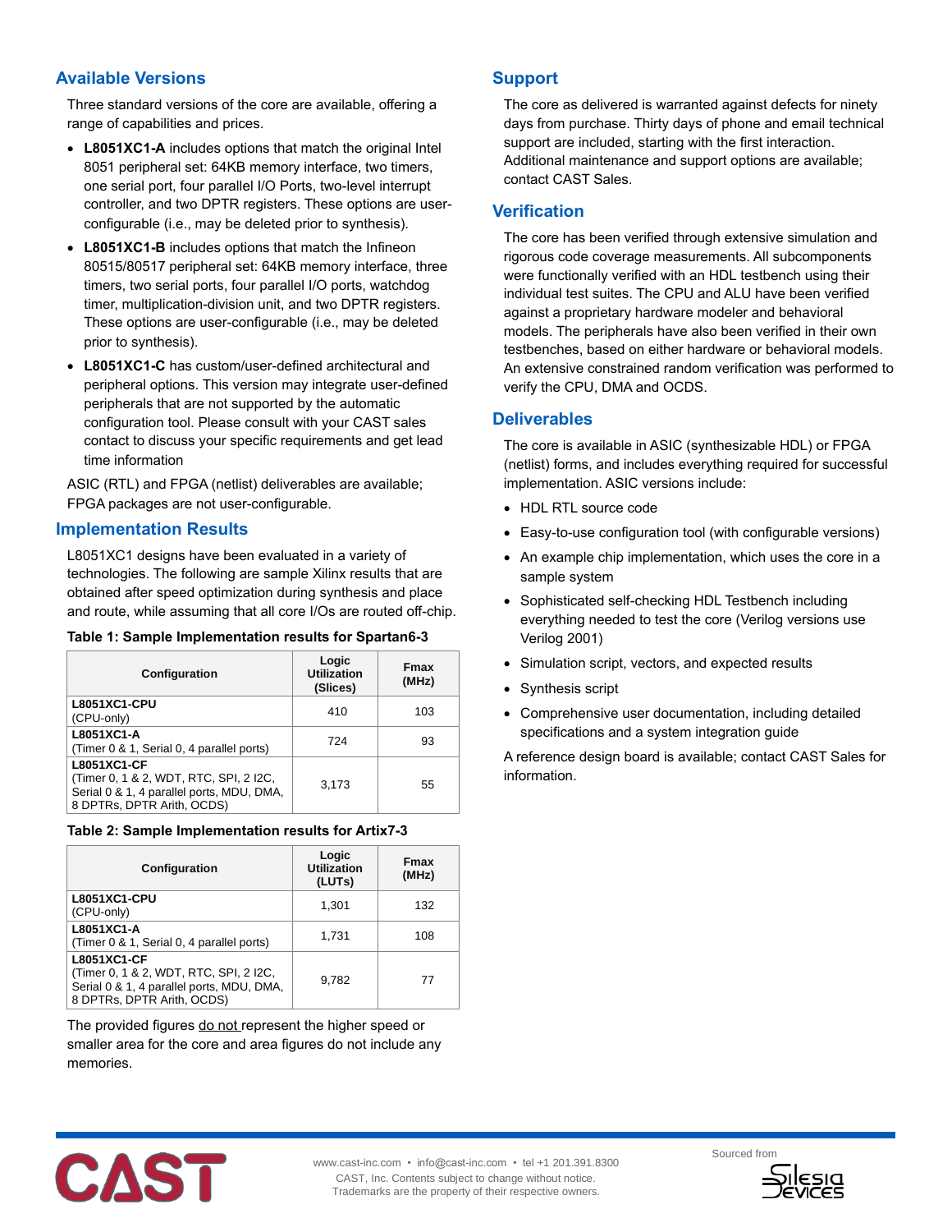## Available Versions

Three standard versions of the core are available, offering a range of capabilities and prices.

- **L8051XC1-A** includes options that match the original Intel 8051 peripheral set: 64KB memory interface, two timers, one serial port, four parallel I/O Ports, two-level interrupt controller, and two DPTR registers. These options are user-configurable (i.e., may be deleted prior to synthesis).
- **L8051XC1-B** includes options that match the Infineon 80515/80517 peripheral set: 64KB memory interface, three timers, two serial ports, four parallel I/O ports, watchdog timer, multiplication-division unit, and two DPTR registers. These options are user-configurable (i.e., may be deleted prior to synthesis).
- **L8051XC1-C** has custom/user-defined architectural and peripheral options. This version may integrate user-defined peripherals that are not supported by the automatic configuration tool. Please consult with your CAST sales contact to discuss your specific requirements and get lead time information

ASIC (RTL) and FPGA (netlist) deliverables are available; FPGA packages are not user-configurable.

## Implementation Results

L8051XC1 designs have been evaluated in a variety of technologies. The following are sample Xilinx results that are obtained after speed optimization during synthesis and place and route, while assuming that all core I/Os are routed off-chip.

**Table 1: Sample Implementation results for Spartan6-3**

| Configuration | Logic Utilization (Slices) | Fmax (MHz) |
|---|---|---|
| **L8051XC1-CPU** (CPU-only) | 410 | 103 |
| **L8051XC1-A** (Timer 0 & 1, Serial 0, 4 parallel ports) | 724 | 93 |
| **L8051XC1-CF** (Timer 0, 1 & 2, WDT, RTC, SPI, 2 I2C, Serial 0 & 1, 4 parallel ports, MDU, DMA, 8 DPTRs, DPTR Arith, OCDS) | 3,173 | 55 |

**Table 2: Sample Implementation results for Artix7-3**

| Configuration | Logic Utilization (LUTs) | Fmax (MHz) |
|---|---|---|
| **L8051XC1-CPU** (CPU-only) | 1,301 | 132 |
| **L8051XC1-A** (Timer 0 & 1, Serial 0, 4 parallel ports) | 1,731 | 108 |
| **L8051XC1-CF** (Timer 0, 1 & 2, WDT, RTC, SPI, 2 I2C, Serial 0 & 1, 4 parallel ports, MDU, DMA, 8 DPTRs, DPTR Arith, OCDS) | 9,782 | 77 |

The provided figures do not represent the higher speed or smaller area for the core and area figures do not include any memories.

## Support

The core as delivered is warranted against defects for ninety days from purchase. Thirty days of phone and email technical support are included, starting with the first interaction. Additional maintenance and support options are available; contact CAST Sales.

## Verification

The core has been verified through extensive simulation and rigorous code coverage measurements. All subcomponents were functionally verified with an HDL testbench using their individual test suites. The CPU and ALU have been verified against a proprietary hardware modeler and behavioral models. The peripherals have also been verified in their own testbenches, based on either hardware or behavioral models. An extensive constrained random verification was performed to verify the CPU, DMA and OCDS.

## Deliverables

The core is available in ASIC (synthesizable HDL) or FPGA (netlist) forms, and includes everything required for successful implementation. ASIC versions include:

- HDL RTL source code
- Easy-to-use configuration tool (with configurable versions)
- An example chip implementation, which uses the core in a sample system
- Sophisticated self-checking HDL Testbench including everything needed to test the core (Verilog versions use Verilog 2001)
- Simulation script, vectors, and expected results
- Synthesis script
- Comprehensive user documentation, including detailed specifications and a system integration guide

A reference design board is available; contact CAST Sales for information.

www.cast-inc.com • info@cast-inc.com • tel +1 201.391.8300
CAST, Inc. Contents subject to change without notice.
Trademarks are the property of their respective owners.

Sourced from Silesia Devices